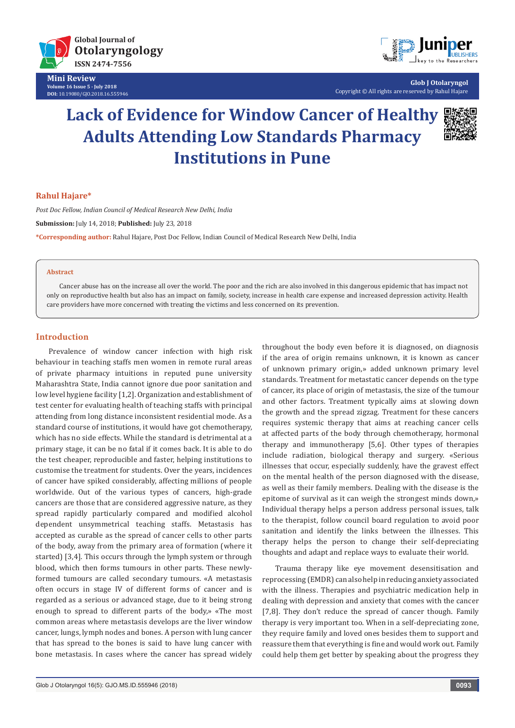Mini Review

# Lack of Evidence for Window Cancer of Healthy Adults Attending Low Standards Pharmacy Institutions in Pune

**Rahul Hajare***

*Post Doc Fellow, Indian Council of Medical Research New Delhi, India*

**Submission:** July 14, 2018; **Published:** July 23, 2018

***Corresponding author:** Rahul Hajare, Post Doc Fellow, Indian Council of Medical Research New Delhi, India

## Abstract

Cancer abuse has on the increase all over the world. The poor and the rich are also involved in this dangerous epidemic that has impact not only on reproductive health but also has an impact on family, society, increase in health care expense and increased depression activity. Health care providers have more concerned with treating the victims and less concerned on its prevention.

## Introduction

Prevalence of window cancer infection with high risk behaviour in teaching staffs men women in remote rural areas of private pharmacy intuitions in reputed pune university Maharashtra State, India cannot ignore due poor sanitation and low level hygiene facility [1,2]. Organization and establishment of test center for evaluating health of teaching staffs with principal attending from long distance inconsistent residential mode. As a standard course of institutions, it would have got chemotherapy, which has no side effects. While the standard is detrimental at a primary stage, it can be no fatal if it comes back. It is able to do the test cheaper, reproducible and faster, helping institutions to customise the treatment for students. Over the years, incidences of cancer have spiked considerably, affecting millions of people worldwide. Out of the various types of cancers, high-grade cancers are those that are considered aggressive nature, as they spread rapidly particularly compared and modified alcohol dependent unsymmetrical teaching staffs. Metastasis has accepted as curable as the spread of cancer cells to other parts of the body, away from the primary area of formation (where it started) [3,4]. This occurs through the lymph system or through blood, which then forms tumours in other parts. These newly-formed tumours are called secondary tumours. «A metastasis often occurs in stage IV of different forms of cancer and is regarded as a serious or advanced stage, due to it being strong enough to spread to different parts of the body,» «The most common areas where metastasis develops are the liver window cancer, lungs, lymph nodes and bones. A person with lung cancer that has spread to the bones is said to have lung cancer with bone metastasis. In cases where the cancer has spread widely throughout the body even before it is diagnosed, on diagnosis if the area of origin remains unknown, it is known as cancer of unknown primary origin,» added unknown primary level standards. Treatment for metastatic cancer depends on the type of cancer, its place of origin of metastasis, the size of the tumour and other factors. Treatment typically aims at slowing down the growth and the spread zigzag. Treatment for these cancers requires systemic therapy that aims at reaching cancer cells at affected parts of the body through chemotherapy, hormonal therapy and immunotherapy [5,6]. Other types of therapies include radiation, biological therapy and surgery. «Serious illnesses that occur, especially suddenly, have the gravest effect on the mental health of the person diagnosed with the disease, as well as their family members. Dealing with the disease is the epitome of survival as it can weigh the strongest minds down,» Individual therapy helps a person address personal issues, talk to the therapist, follow council board regulation to avoid poor sanitation and identify the links between the illnesses. This therapy helps the person to change their self-depreciating thoughts and adapt and replace ways to evaluate their world.

Trauma therapy like eye movement desensitisation and reprocessing (EMDR) can also help in reducing anxiety associated with the illness. Therapies and psychiatric medication help in dealing with depression and anxiety that comes with the cancer [7,8]. They don't reduce the spread of cancer though. Family therapy is very important too. When in a self-depreciating zone, they require family and loved ones besides them to support and reassure them that everything is fine and would work out. Family could help them get better by speaking about the progress they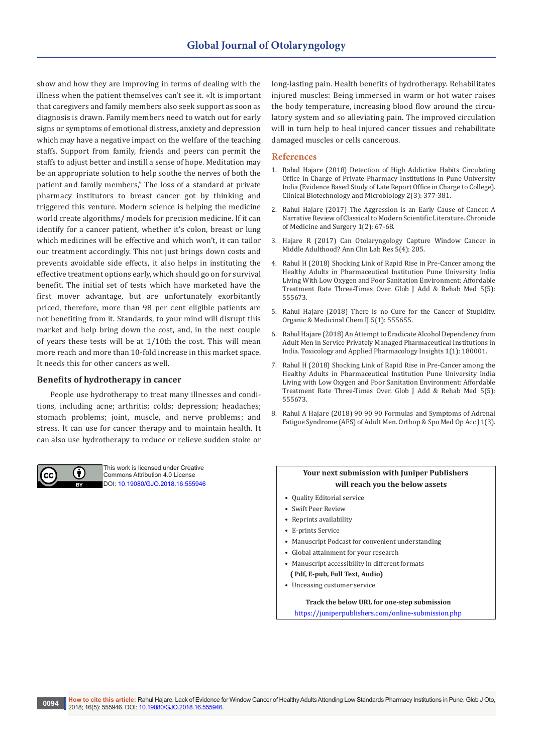show and how they are improving in terms of dealing with the illness when the patient themselves can't see it. «It is important that caregivers and family members also seek support as soon as diagnosis is drawn. Family members need to watch out for early signs or symptoms of emotional distress, anxiety and depression which may have a negative impact on the welfare of the teaching staffs. Support from family, friends and peers can permit the staffs to adjust better and instill a sense of hope. Meditation may be an appropriate solution to help soothe the nerves of both the patient and family members," The loss of a standard at private pharmacy institutors to breast cancer got by thinking and triggered this venture. Modern science is helping the medicine world create algorithms/ models for precision medicine. If it can identify for a cancer patient, whether it's colon, breast or lung which medicines will be effective and which won't, it can tailor our treatment accordingly. This not just brings down costs and prevents avoidable side effects, it also helps in instituting the effective treatment options early, which should go on for survival benefit. The initial set of tests which have marketed have the first mover advantage, but are unfortunately exorbitantly priced, therefore, more than 98 per cent eligible patients are not benefiting from it. Standards, to your mind will disrupt this market and help bring down the cost, and, in the next couple of years these tests will be at 1/10th the cost. This will mean more reach and more than 10-fold increase in this market space. It needs this for other cancers as well.

### Benefits of hydrotherapy in cancer

People use hydrotherapy to treat many illnesses and conditions, including acne; arthritis; colds; depression; headaches; stomach problems; joint, muscle, and nerve problems; and stress. It can use for cancer therapy and to maintain health. It can also use hydrotherapy to reduce or relieve sudden stoke or long-lasting pain. Health benefits of hydrotherapy. Rehabilitates injured muscles: Being immersed in warm or hot water raises the body temperature, increasing blood flow around the circulatory system and so alleviating pain. The improved circulation will in turn help to heal injured cancer tissues and rehabilitate damaged muscles or cells cancerous.

## References

1. Rahul Hajare (2018) Detection of High Addictive Habits Circulating Office in Charge of Private Pharmacy Institutions in Pune University India (Evidence Based Study of Late Report Office in Charge to College). Clinical Biotechnology and Microbiology 2(3): 377-381.
2. Rahul Hajare (2017) The Aggression is an Early Cause of Cancer. A Narrative Review of Classical to Modern Scientific Literature. Chronicle of Medicine and Surgery 1(2): 67-68.
3. Hajare R (2017) Can Otolaryngology Capture Window Cancer in Middle Adulthood? Ann Clin Lab Res 5(4): 205.
4. Rahul H (2018) Shocking Link of Rapid Rise in Pre-Cancer among the Healthy Adults in Pharmaceutical Institution Pune University India Living With Low Oxygen and Poor Sanitation Environment: Affordable Treatment Rate Three-Times Over. Glob J Add & Rehab Med 5(5): 555673.
5. Rahul Hajare (2018) There is no Cure for the Cancer of Stupidity. Organic & Medicinal Chem IJ 5(1): 555655.
6. Rahul Hajare (2018) An Attempt to Eradicate Alcohol Dependency from Adult Men in Service Privately Managed Pharmaceutical Institutions in India. Toxicology and Applied Pharmacology Insights 1(1): 180001.
7. Rahul H (2018) Shocking Link of Rapid Rise in Pre-Cancer among the Healthy Adults in Pharmaceutical Institution Pune University India Living with Low Oxygen and Poor Sanitation Environment: Affordable Treatment Rate Three-Times Over. Glob J Add & Rehab Med 5(5): 555673.
8. Rahul A Hajare (2018) 90 90 90 Formulas and Symptoms of Adrenal Fatigue Syndrome (AFS) of Adult Men. Orthop & Spo Med Op Acc J 1(3).

This work is licensed under Creative Commons Attribution 4.0 License
DOI: 10.19080/GJO.2018.16.555946

**Your next submission with Juniper Publishers will reach you the below assets**

- Quality Editorial service
- Swift Peer Review
- Reprints availability
- E-prints Service
- Manuscript Podcast for convenient understanding
- Global attainment for your research
- Manuscript accessibility in different formats **( Pdf, E-pub, Full Text, Audio)**
- Unceasing customer service

**Track the below URL for one-step submission**
https://juniperpublishers.com/online-submission.php

**How to cite this article:** Rahul Hajare. Lack of Evidence for Window Cancer of Healthy Adults Attending Low Standards Pharmacy Institutions in Pune. Glob J Oto, 2018; 16(5): 555946. DOI: 10.19080/GJO.2018.16.555946.